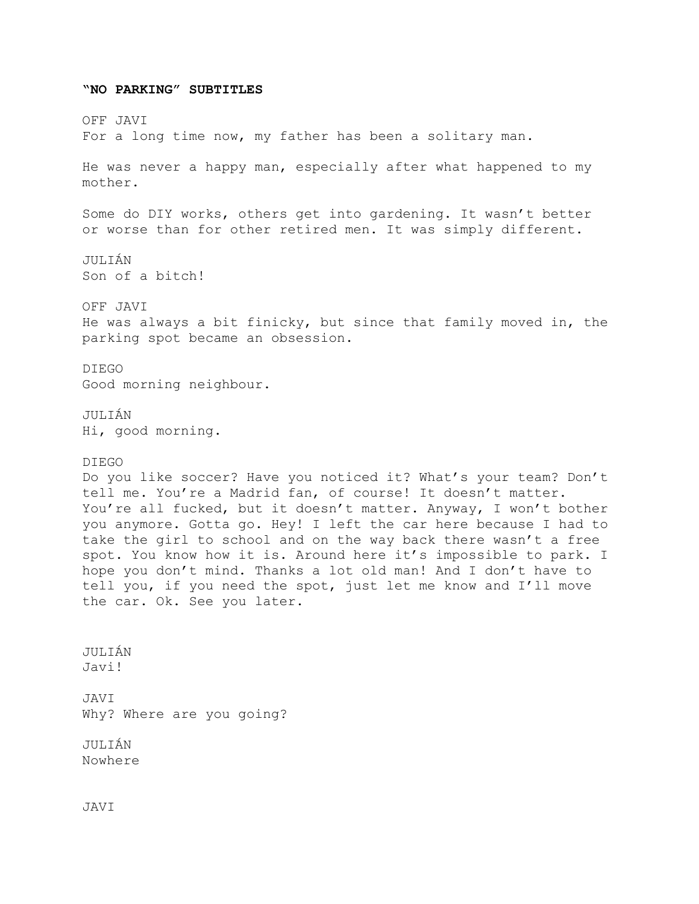**"NO PARKING" SUBTITLES**

OFF JAVI
For a long time now, my father has been a solitary man.

He was never a happy man, especially after what happened to my mother.

Some do DIY works, others get into gardening. It wasn't better or worse than for other retired men. It was simply different.

JULIÁN
Son of a bitch!

OFF JAVI
He was always a bit finicky, but since that family moved in, the parking spot became an obsession.

DIEGO
Good morning neighbour.

JULIÁN
Hi, good morning.

DIEGO
Do you like soccer? Have you noticed it? What's your team? Don't tell me. You're a Madrid fan, of course! It doesn't matter. You're all fucked, but it doesn't matter. Anyway, I won't bother you anymore. Gotta go. Hey! I left the car here because I had to take the girl to school and on the way back there wasn't a free spot. You know how it is. Around here it's impossible to park. I hope you don't mind. Thanks a lot old man! And I don't have to tell you, if you need the spot, just let me know and I'll move the car. Ok. See you later.

JULIÁN
Javi!

JAVI
Why? Where are you going?

JULIÁN
Nowhere

JAVI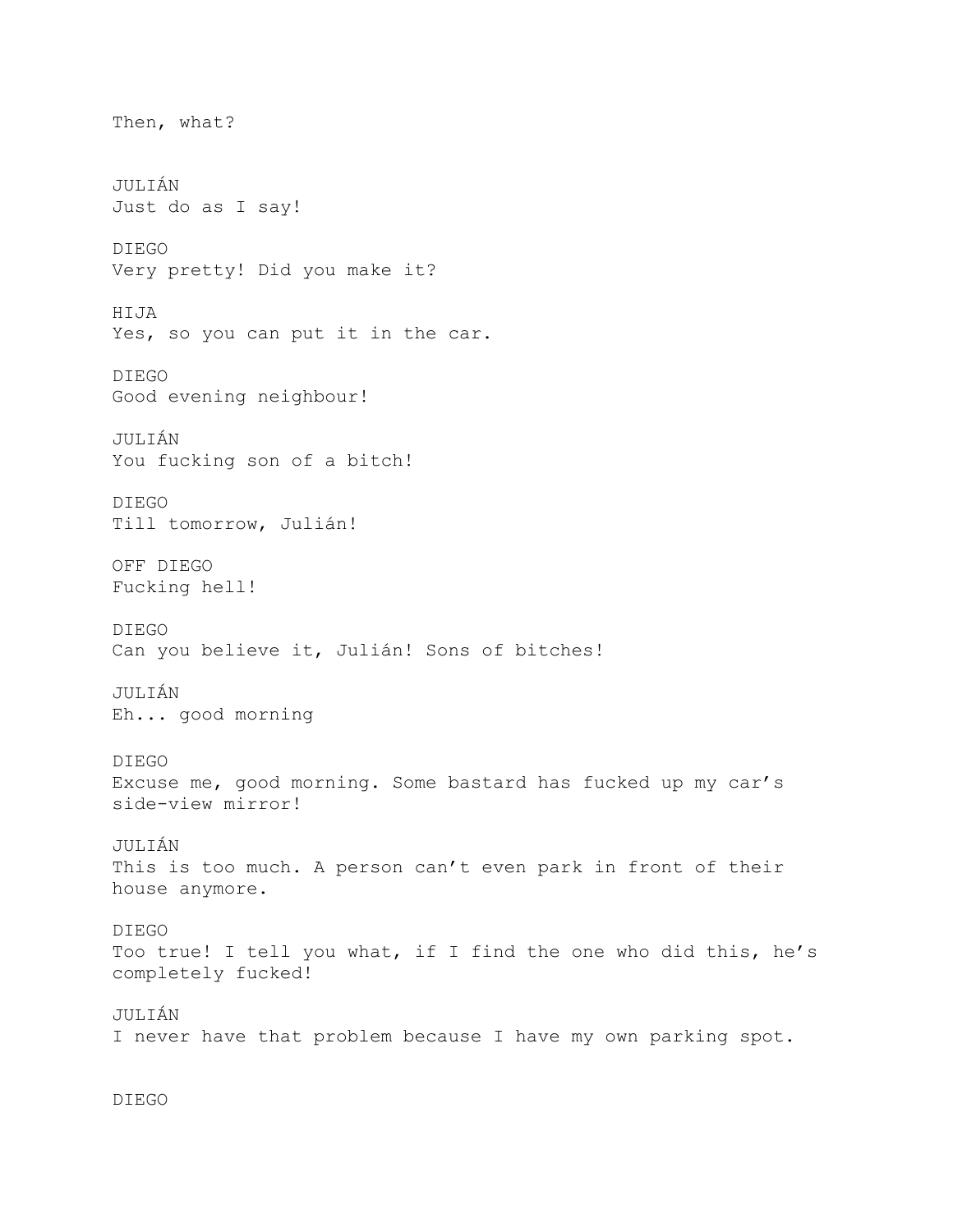Then, what?

JULIÁN
Just do as I say!

DIEGO
Very pretty! Did you make it?

HIJA
Yes, so you can put it in the car.

DIEGO
Good evening neighbour!

JULIÁN
You fucking son of a bitch!

DIEGO
Till tomorrow, Julián!

OFF DIEGO
Fucking hell!

DIEGO
Can you believe it, Julián! Sons of bitches!

JULIÁN
Eh... good morning

DIEGO
Excuse me, good morning. Some bastard has fucked up my car's side-view mirror!

JULIÁN
This is too much. A person can't even park in front of their house anymore.

DIEGO
Too true! I tell you what, if I find the one who did this, he's completely fucked!

JULIÁN
I never have that problem because I have my own parking spot.

DIEGO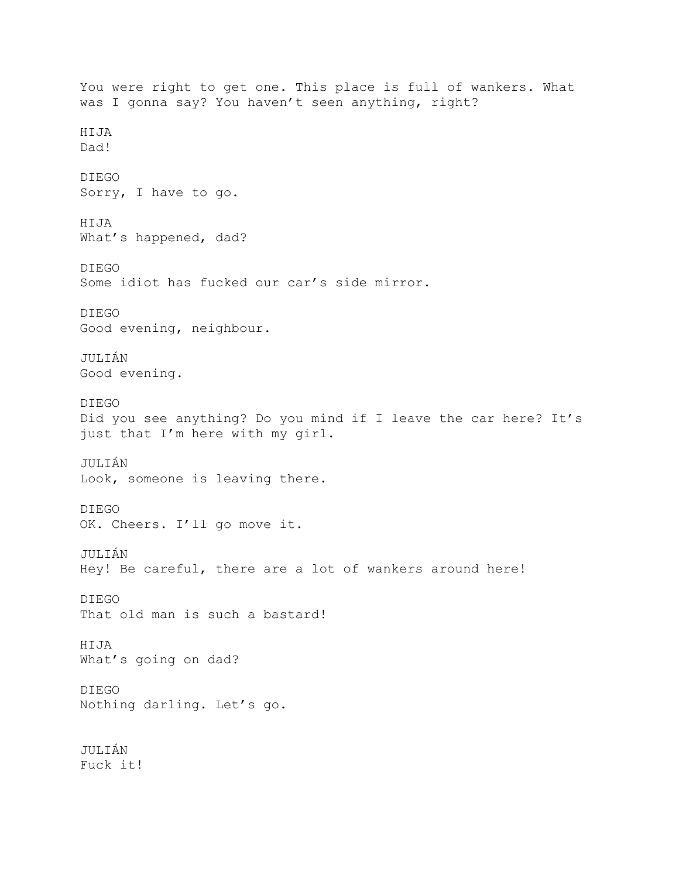You were right to get one. This place is full of wankers. What was I gonna say? You haven't seen anything, right?

HIJA
Dad!

DIEGO
Sorry, I have to go.

HIJA
What's happened, dad?

DIEGO
Some idiot has fucked our car's side mirror.

DIEGO
Good evening, neighbour.

JULIÁN
Good evening.

DIEGO
Did you see anything? Do you mind if I leave the car here? It's just that I'm here with my girl.

JULIÁN
Look, someone is leaving there.

DIEGO
OK. Cheers. I'll go move it.

JULIÁN
Hey! Be careful, there are a lot of wankers around here!

DIEGO
That old man is such a bastard!

HIJA
What's going on dad?

DIEGO
Nothing darling. Let's go.

JULIÁN
Fuck it!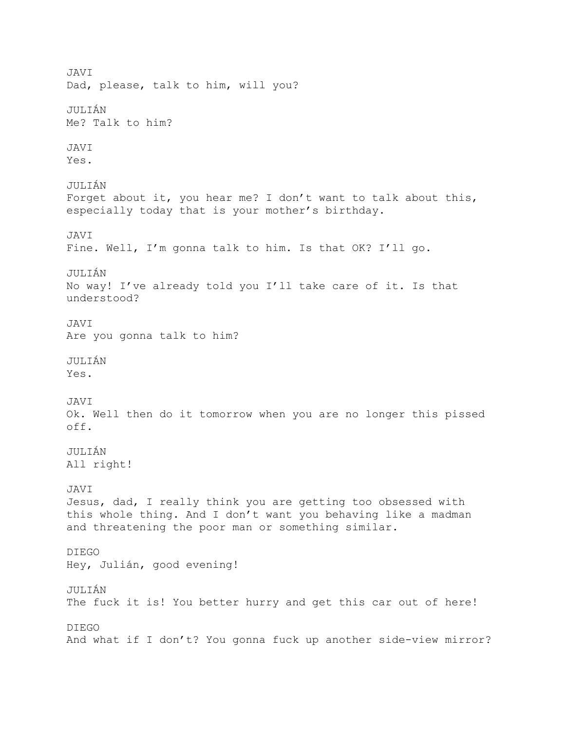JAVI
Dad, please, talk to him, will you?

JULIÁN
Me? Talk to him?

JAVI
Yes.

JULIÁN
Forget about it, you hear me? I don't want to talk about this, especially today that is your mother's birthday.

JAVI
Fine. Well, I'm gonna talk to him. Is that OK? I'll go.

JULIÁN
No way! I've already told you I'll take care of it. Is that understood?

JAVI
Are you gonna talk to him?

JULIÁN
Yes.

JAVI
Ok. Well then do it tomorrow when you are no longer this pissed off.

JULIÁN
All right!

JAVI
Jesus, dad, I really think you are getting too obsessed with this whole thing. And I don't want you behaving like a madman and threatening the poor man or something similar.

DIEGO
Hey, Julián, good evening!

JULIÁN
The fuck it is! You better hurry and get this car out of here!

DIEGO
And what if I don't? You gonna fuck up another side-view mirror?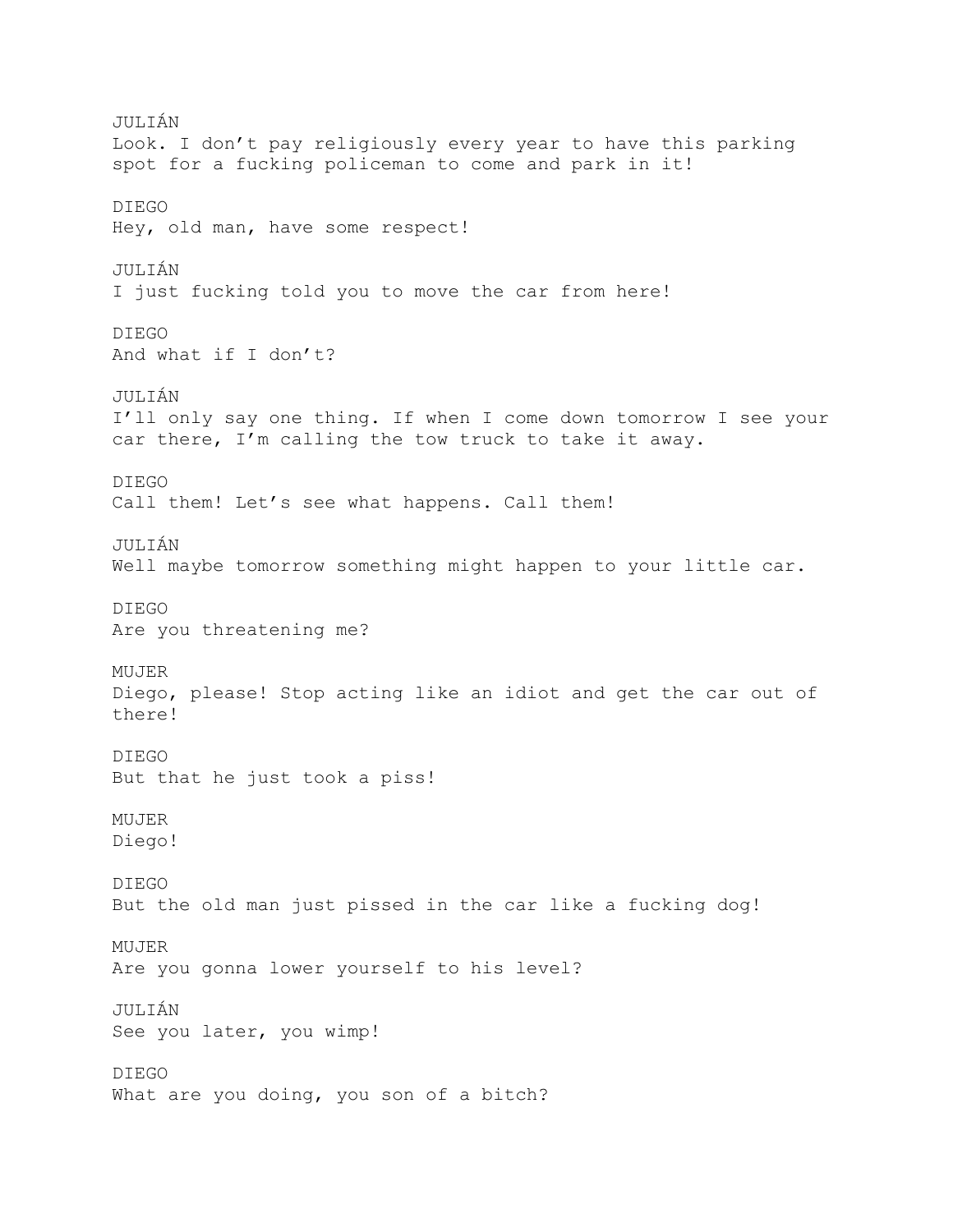JULIÁN
Look. I don't pay religiously every year to have this parking spot for a fucking policeman to come and park in it!

DIEGO
Hey, old man, have some respect!

JULIÁN
I just fucking told you to move the car from here!

DIEGO
And what if I don't?

JULIÁN
I'll only say one thing. If when I come down tomorrow I see your car there, I'm calling the tow truck to take it away.

DIEGO
Call them! Let's see what happens. Call them!

JULIÁN
Well maybe tomorrow something might happen to your little car.

DIEGO
Are you threatening me?

MUJER
Diego, please! Stop acting like an idiot and get the car out of there!

DIEGO
But that he just took a piss!

MUJER
Diego!

DIEGO
But the old man just pissed in the car like a fucking dog!

MUJER
Are you gonna lower yourself to his level?

JULIÁN
See you later, you wimp!

DIEGO
What are you doing, you son of a bitch?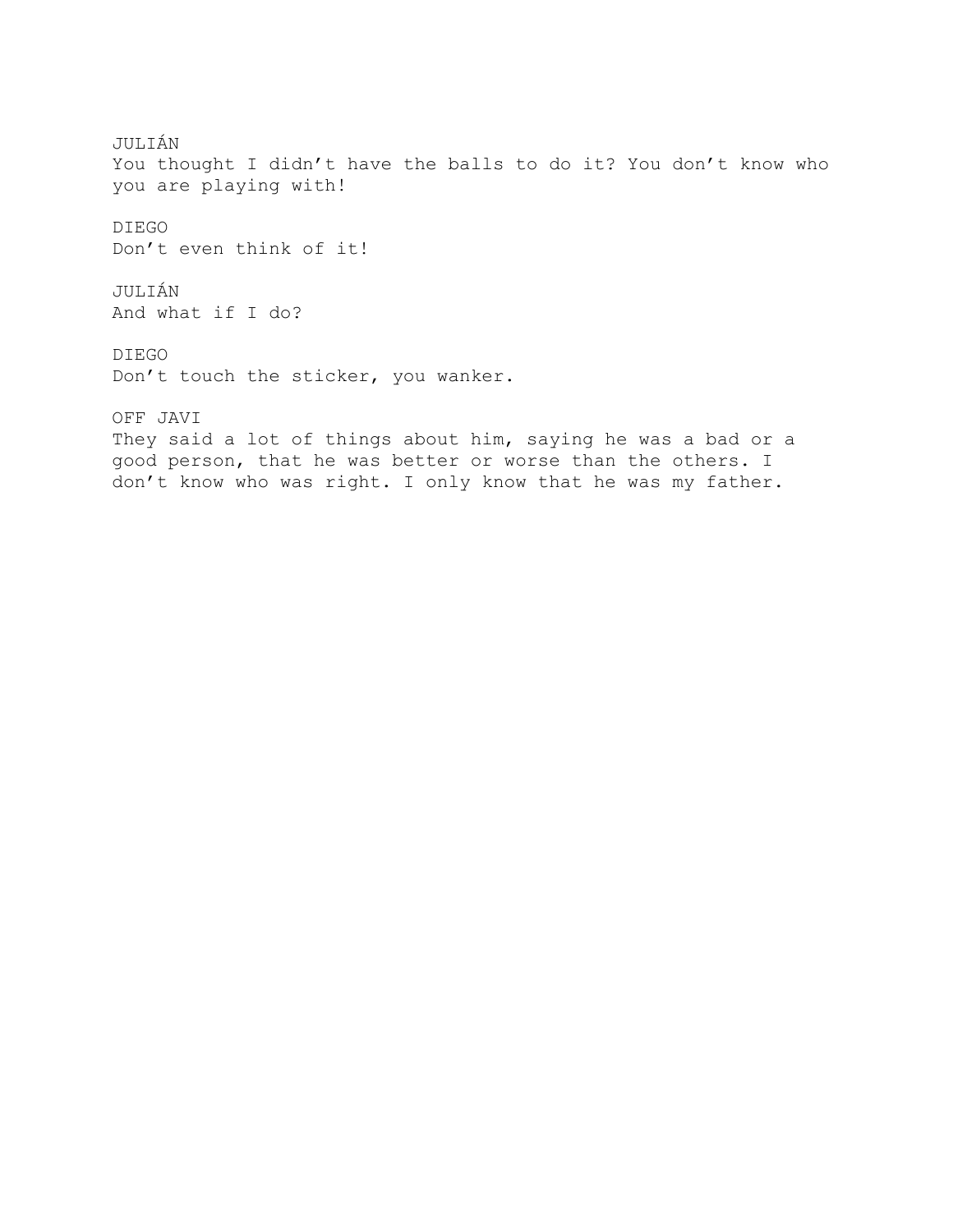JULIÁN
You thought I didn't have the balls to do it? You don't know who you are playing with!

DIEGO
Don't even think of it!

JULIÁN
And what if I do?

DIEGO
Don't touch the sticker, you wanker.

OFF JAVI
They said a lot of things about him, saying he was a bad or a good person, that he was better or worse than the others. I don't know who was right. I only know that he was my father.